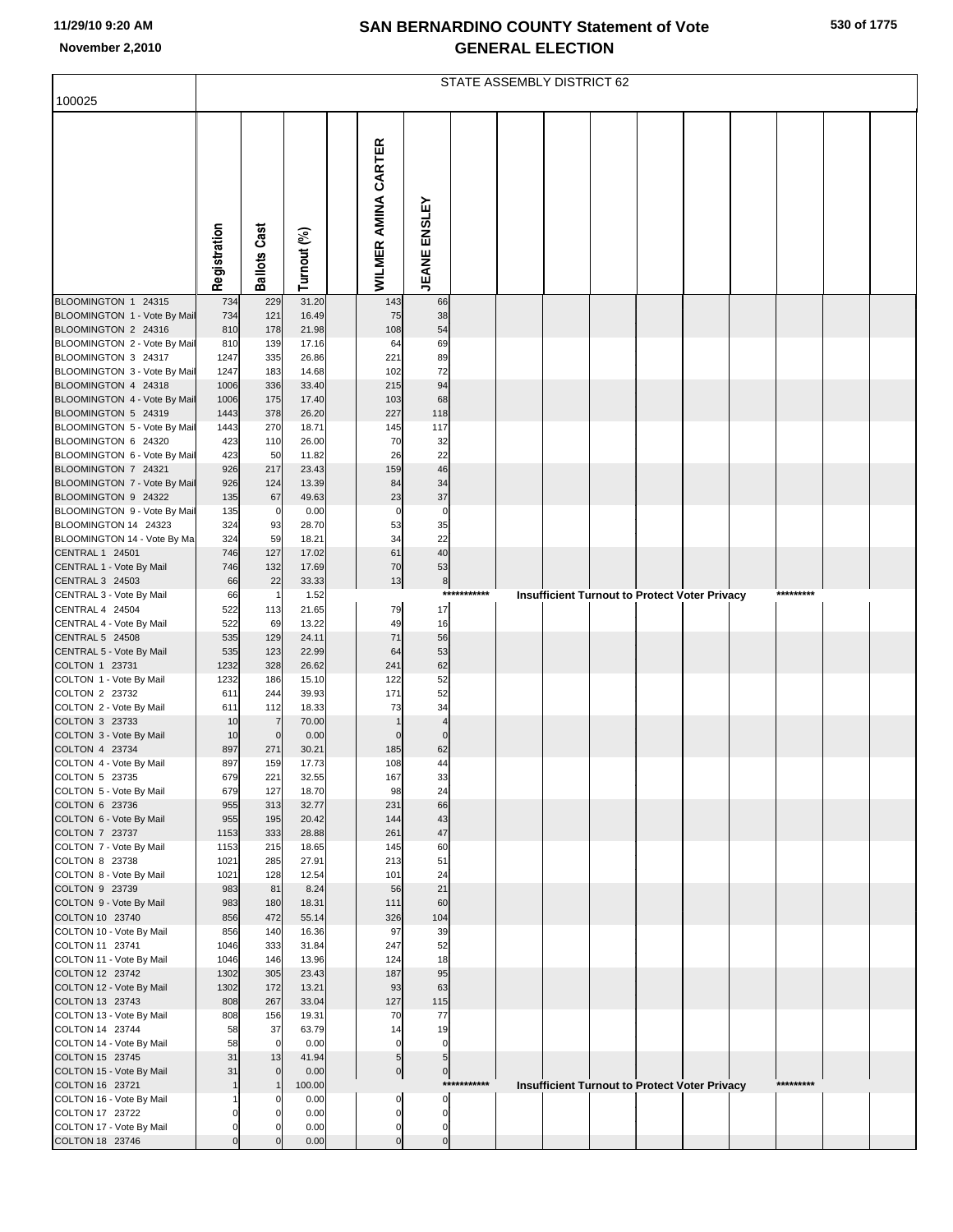# SAN BERNARDINO COUNTY Statement of Vote
## GENERAL ELECTION

11/29/10 9:20 AM
November 2,2010

### STATE ASSEMBLY DISTRICT 62

100025

| | Registration | Ballots Cast | Turnout (%) | WILMER AMINA CARTER | JEANE ENSLEY |
|---|---|---|---|---|---|
| BLOOMINGTON 1 24315 | 734 | 229 | 31.20 | 143 | 66 |
| BLOOMINGTON 1 - Vote By Mail | 734 | 121 | 16.49 | 75 | 38 |
| BLOOMINGTON 2 24316 | 810 | 178 | 21.98 | 108 | 54 |
| BLOOMINGTON 2 - Vote By Mail | 810 | 139 | 17.16 | 64 | 69 |
| BLOOMINGTON 3 24317 | 1247 | 335 | 26.86 | 221 | 89 |
| BLOOMINGTON 3 - Vote By Mail | 1247 | 183 | 14.68 | 102 | 72 |
| BLOOMINGTON 4 24318 | 1006 | 336 | 33.40 | 215 | 94 |
| BLOOMINGTON 4 - Vote By Mail | 1006 | 175 | 17.40 | 103 | 68 |
| BLOOMINGTON 5 24319 | 1443 | 378 | 26.20 | 227 | 118 |
| BLOOMINGTON 5 - Vote By Mail | 1443 | 270 | 18.71 | 145 | 117 |
| BLOOMINGTON 6 24320 | 423 | 110 | 26.00 | 70 | 32 |
| BLOOMINGTON 6 - Vote By Mail | 423 | 50 | 11.82 | 26 | 22 |
| BLOOMINGTON 7 24321 | 926 | 217 | 23.43 | 159 | 46 |
| BLOOMINGTON 7 - Vote By Mail | 926 | 124 | 13.39 | 84 | 34 |
| BLOOMINGTON 9 24322 | 135 | 67 | 49.63 | 23 | 37 |
| BLOOMINGTON 9 - Vote By Mail | 135 | 0 | 0.00 | 0 | 0 |
| BLOOMINGTON 14 24323 | 324 | 93 | 28.70 | 53 | 35 |
| BLOOMINGTON 14 - Vote By Mail | 324 | 59 | 18.21 | 34 | 22 |
| CENTRAL 1 24501 | 746 | 127 | 17.02 | 61 | 40 |
| CENTRAL 1 - Vote By Mail | 746 | 132 | 17.69 | 70 | 53 |
| CENTRAL 3 24503 | 66 | 22 | 33.33 | 13 | 8 |
| CENTRAL 3 - Vote By Mail | 66 | 1 | 1.52 | *********** Insufficient Turnout to Protect Voter Privacy ********* | |
| CENTRAL 4 24504 | 522 | 113 | 21.65 | 79 | 17 |
| CENTRAL 4 - Vote By Mail | 522 | 69 | 13.22 | 49 | 16 |
| CENTRAL 5 24508 | 535 | 129 | 24.11 | 71 | 56 |
| CENTRAL 5 - Vote By Mail | 535 | 123 | 22.99 | 64 | 53 |
| COLTON 1 23731 | 1232 | 328 | 26.62 | 241 | 62 |
| COLTON 1 - Vote By Mail | 1232 | 186 | 15.10 | 122 | 52 |
| COLTON 2 23732 | 611 | 244 | 39.93 | 171 | 52 |
| COLTON 2 - Vote By Mail | 611 | 112 | 18.33 | 73 | 34 |
| COLTON 3 23733 | 10 | 7 | 70.00 | 1 | 4 |
| COLTON 3 - Vote By Mail | 10 | 0 | 0.00 | 0 | 0 |
| COLTON 4 23734 | 897 | 271 | 30.21 | 185 | 62 |
| COLTON 4 - Vote By Mail | 897 | 159 | 17.73 | 108 | 44 |
| COLTON 5 23735 | 679 | 221 | 32.55 | 167 | 33 |
| COLTON 5 - Vote By Mail | 679 | 127 | 18.70 | 98 | 24 |
| COLTON 6 23736 | 955 | 313 | 32.77 | 231 | 66 |
| COLTON 6 - Vote By Mail | 955 | 195 | 20.42 | 144 | 43 |
| COLTON 7 23737 | 1153 | 333 | 28.88 | 261 | 47 |
| COLTON 7 - Vote By Mail | 1153 | 215 | 18.65 | 145 | 60 |
| COLTON 8 23738 | 1021 | 285 | 27.91 | 213 | 51 |
| COLTON 8 - Vote By Mail | 1021 | 128 | 12.54 | 101 | 24 |
| COLTON 9 23739 | 983 | 81 | 8.24 | 56 | 21 |
| COLTON 9 - Vote By Mail | 983 | 180 | 18.31 | 111 | 60 |
| COLTON 10 23740 | 856 | 472 | 55.14 | 326 | 104 |
| COLTON 10 - Vote By Mail | 856 | 140 | 16.36 | 97 | 39 |
| COLTON 11 23741 | 1046 | 333 | 31.84 | 247 | 52 |
| COLTON 11 - Vote By Mail | 1046 | 146 | 13.96 | 124 | 18 |
| COLTON 12 23742 | 1302 | 305 | 23.43 | 187 | 95 |
| COLTON 12 - Vote By Mail | 1302 | 172 | 13.21 | 93 | 63 |
| COLTON 13 23743 | 808 | 267 | 33.04 | 127 | 115 |
| COLTON 13 - Vote By Mail | 808 | 156 | 19.31 | 70 | 77 |
| COLTON 14 23744 | 58 | 37 | 63.79 | 14 | 19 |
| COLTON 14 - Vote By Mail | 58 | 0 | 0.00 | 0 | 0 |
| COLTON 15 23745 | 31 | 13 | 41.94 | 5 | 5 |
| COLTON 15 - Vote By Mail | 31 | 0 | 0.00 | 0 | 0 |
| COLTON 16 23721 | 1 | 1 | 100.00 | *********** Insufficient Turnout to Protect Voter Privacy ********* | |
| COLTON 16 - Vote By Mail | 1 | 0 | 0.00 | 0 | 0 |
| COLTON 17 23722 | 0 | 0 | 0.00 | 0 | 0 |
| COLTON 17 - Vote By Mail | 0 | 0 | 0.00 | 0 | 0 |
| COLTON 18 23746 | 0 | 0 | 0.00 | 0 | 0 |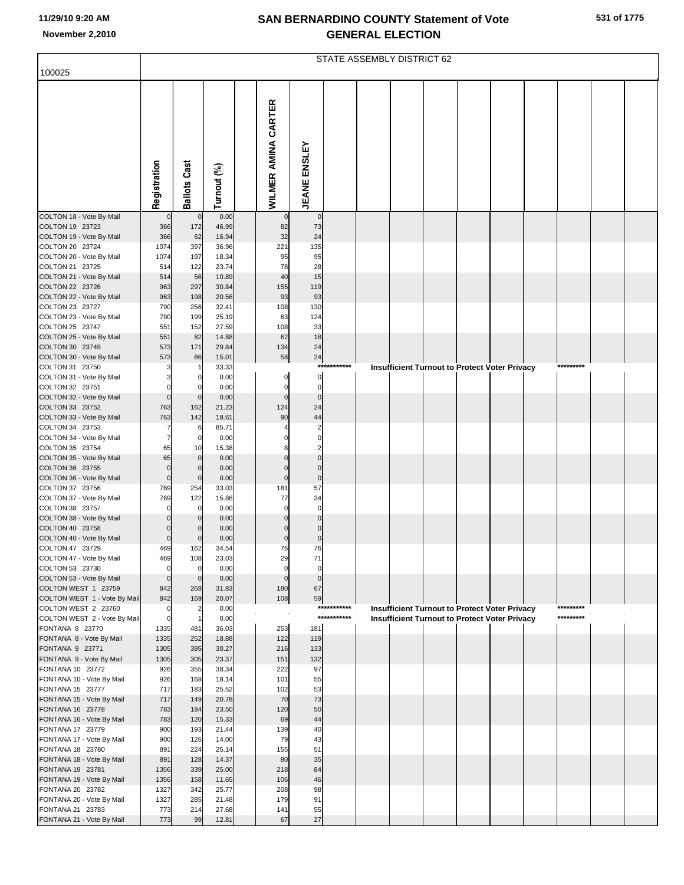# SAN BERNARDINO COUNTY Statement of Vote
## GENERAL ELECTION

11/29/10 9:20 AM
November 2,2010

STATE ASSEMBLY DISTRICT 62

100025

| | Registration | Ballots Cast | Turnout (%) | | WILMER AMINA CARTER | JEANE ENSLEY | |
|---|---|---|---|---|---|---|---|
| COLTON 18 - Vote By Mail | 0 | 0 | 0.00 | | 0 | 0 | |
| COLTON 19 23723 | 366 | 172 | 46.99 | | 82 | 73 | |
| COLTON 19 - Vote By Mail | 366 | 62 | 16.94 | | 32 | 24 | |
| COLTON 20 23724 | 1074 | 397 | 36.96 | | 221 | 135 | |
| COLTON 20 - Vote By Mail | 1074 | 197 | 18.34 | | 95 | 95 | |
| COLTON 21 23725 | 514 | 122 | 23.74 | | 78 | 28 | |
| COLTON 21 - Vote By Mail | 514 | 56 | 10.89 | | 40 | 15 | |
| COLTON 22 23726 | 963 | 297 | 30.84 | | 155 | 119 | |
| COLTON 22 - Vote By Mail | 963 | 198 | 20.56 | | 93 | 93 | |
| COLTON 23 23727 | 790 | 256 | 32.41 | | 108 | 130 | |
| COLTON 23 - Vote By Mail | 790 | 199 | 25.19 | | 63 | 124 | |
| COLTON 25 23747 | 551 | 152 | 27.59 | | 108 | 33 | |
| COLTON 25 - Vote By Mail | 551 | 82 | 14.88 | | 62 | 18 | |
| COLTON 30 23749 | 573 | 171 | 29.84 | | 134 | 24 | |
| COLTON 30 - Vote By Mail | 573 | 86 | 15.01 | | 58 | 24 | |
| COLTON 31 23750 | 3 | 1 | 33.33 | | | *********** | Insufficient Turnout to Protect Voter Privacy ********* |
| COLTON 31 - Vote By Mail | 3 | 0 | 0.00 | | 0 | 0 | |
| COLTON 32 23751 | 0 | 0 | 0.00 | | 0 | 0 | |
| COLTON 32 - Vote By Mail | 0 | 0 | 0.00 | | 0 | 0 | |
| COLTON 33 23752 | 763 | 162 | 21.23 | | 124 | 24 | |
| COLTON 33 - Vote By Mail | 763 | 142 | 18.61 | | 90 | 44 | |
| COLTON 34 23753 | 7 | 6 | 85.71 | | 4 | 2 | |
| COLTON 34 - Vote By Mail | 7 | 0 | 0.00 | | 0 | 0 | |
| COLTON 35 23754 | 65 | 10 | 15.38 | | 8 | 2 | |
| COLTON 35 - Vote By Mail | 65 | 0 | 0.00 | | 0 | 0 | |
| COLTON 36 23755 | 0 | 0 | 0.00 | | 0 | 0 | |
| COLTON 36 - Vote By Mail | 0 | 0 | 0.00 | | 0 | 0 | |
| COLTON 37 23756 | 769 | 254 | 33.03 | | 181 | 57 | |
| COLTON 37 - Vote By Mail | 769 | 122 | 15.86 | | 77 | 34 | |
| COLTON 38 23757 | 0 | 0 | 0.00 | | 0 | 0 | |
| COLTON 38 - Vote By Mail | 0 | 0 | 0.00 | | 0 | 0 | |
| COLTON 40 23758 | 0 | 0 | 0.00 | | 0 | 0 | |
| COLTON 40 - Vote By Mail | 0 | 0 | 0.00 | | 0 | 0 | |
| COLTON 47 23729 | 469 | 162 | 34.54 | | 76 | 76 | |
| COLTON 47 - Vote By Mail | 469 | 108 | 23.03 | | 29 | 71 | |
| COLTON 53 23730 | 0 | 0 | 0.00 | | 0 | 0 | |
| COLTON 53 - Vote By Mail | 0 | 0 | 0.00 | | 0 | 0 | |
| COLTON WEST 1 23759 | 842 | 268 | 31.83 | | 180 | 67 | |
| COLTON WEST 1 - Vote By Mail | 842 | 169 | 20.07 | | 108 | 59 | |
| COLTON WEST 2 23760 | 0 | 2 | 0.00 | | | *********** | Insufficient Turnout to Protect Voter Privacy ********* |
| COLTON WEST 2 - Vote By Mail | 0 | 1 | 0.00 | | | *********** | Insufficient Turnout to Protect Voter Privacy ********* |
| FONTANA 8 23770 | 1335 | 481 | 36.03 | | 253 | 181 | |
| FONTANA 8 - Vote By Mail | 1335 | 252 | 18.88 | | 122 | 119 | |
| FONTANA 9 23771 | 1305 | 395 | 30.27 | | 216 | 133 | |
| FONTANA 9 - Vote By Mail | 1305 | 305 | 23.37 | | 151 | 132 | |
| FONTANA 10 23772 | 926 | 355 | 38.34 | | 222 | 97 | |
| FONTANA 10 - Vote By Mail | 926 | 168 | 18.14 | | 101 | 55 | |
| FONTANA 15 23777 | 717 | 183 | 25.52 | | 102 | 53 | |
| FONTANA 15 - Vote By Mail | 717 | 149 | 20.78 | | 70 | 73 | |
| FONTANA 16 23778 | 783 | 184 | 23.50 | | 120 | 50 | |
| FONTANA 16 - Vote By Mail | 783 | 120 | 15.33 | | 69 | 44 | |
| FONTANA 17 23779 | 900 | 193 | 21.44 | | 139 | 40 | |
| FONTANA 17 - Vote By Mail | 900 | 126 | 14.00 | | 79 | 43 | |
| FONTANA 18 23780 | 891 | 224 | 25.14 | | 155 | 51 | |
| FONTANA 18 - Vote By Mail | 891 | 128 | 14.37 | | 80 | 35 | |
| FONTANA 19 23781 | 1356 | 339 | 25.00 | | 218 | 84 | |
| FONTANA 19 - Vote By Mail | 1356 | 158 | 11.65 | | 106 | 46 | |
| FONTANA 20 23782 | 1327 | 342 | 25.77 | | 208 | 98 | |
| FONTANA 20 - Vote By Mail | 1327 | 285 | 21.48 | | 179 | 91 | |
| FONTANA 21 23783 | 773 | 214 | 27.68 | | 141 | 55 | |
| FONTANA 21 - Vote By Mail | 773 | 99 | 12.81 | | 67 | 27 | |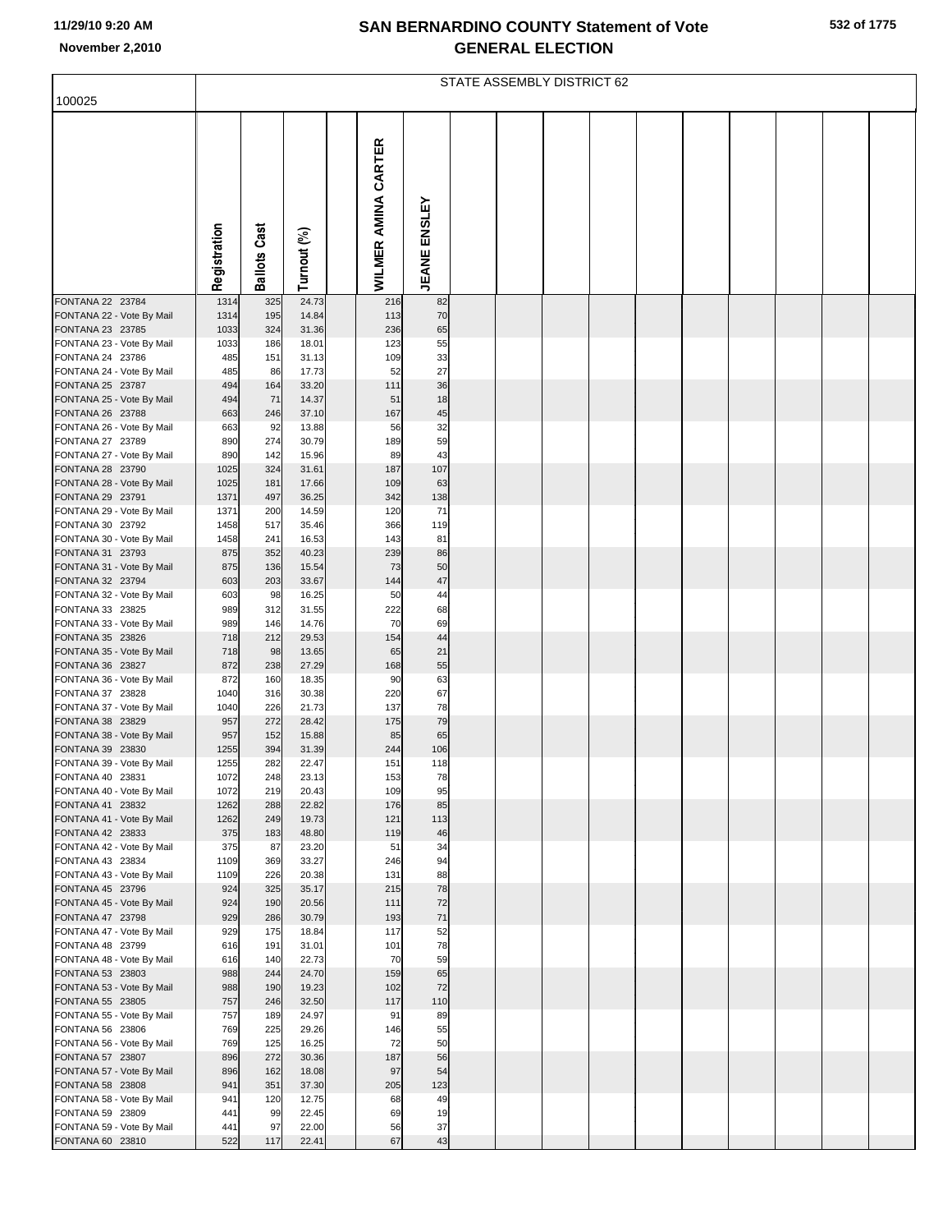# SAN BERNARDINO COUNTY Statement of Vote
## GENERAL ELECTION

November 2,2010

100025

STATE ASSEMBLY DISTRICT 62

| | Registration | Ballots Cast | Turnout (%) | | WILMER AMINA CARTER | JEANE ENSLEY |
|---|---|---|---|---|---|---|
| FONTANA 22 23784 | 1314 | 325 | 24.73 | | 216 | 82 |
| FONTANA 22 - Vote By Mail | 1314 | 195 | 14.84 | | 113 | 70 |
| FONTANA 23 23785 | 1033 | 324 | 31.36 | | 236 | 65 |
| FONTANA 23 - Vote By Mail | 1033 | 186 | 18.01 | | 123 | 55 |
| FONTANA 24 23786 | 485 | 151 | 31.13 | | 109 | 33 |
| FONTANA 24 - Vote By Mail | 485 | 86 | 17.73 | | 52 | 27 |
| FONTANA 25 23787 | 494 | 164 | 33.20 | | 111 | 36 |
| FONTANA 25 - Vote By Mail | 494 | 71 | 14.37 | | 51 | 18 |
| FONTANA 26 23788 | 663 | 246 | 37.10 | | 167 | 45 |
| FONTANA 26 - Vote By Mail | 663 | 92 | 13.88 | | 56 | 32 |
| FONTANA 27 23789 | 890 | 274 | 30.79 | | 189 | 59 |
| FONTANA 27 - Vote By Mail | 890 | 142 | 15.96 | | 89 | 43 |
| FONTANA 28 23790 | 1025 | 324 | 31.61 | | 187 | 107 |
| FONTANA 28 - Vote By Mail | 1025 | 181 | 17.66 | | 109 | 63 |
| FONTANA 29 23791 | 1371 | 497 | 36.25 | | 342 | 138 |
| FONTANA 29 - Vote By Mail | 1371 | 200 | 14.59 | | 120 | 71 |
| FONTANA 30 23792 | 1458 | 517 | 35.46 | | 366 | 119 |
| FONTANA 30 - Vote By Mail | 1458 | 241 | 16.53 | | 143 | 81 |
| FONTANA 31 23793 | 875 | 352 | 40.23 | | 239 | 86 |
| FONTANA 31 - Vote By Mail | 875 | 136 | 15.54 | | 73 | 50 |
| FONTANA 32 23794 | 603 | 203 | 33.67 | | 144 | 47 |
| FONTANA 32 - Vote By Mail | 603 | 98 | 16.25 | | 50 | 44 |
| FONTANA 33 23825 | 989 | 312 | 31.55 | | 222 | 68 |
| FONTANA 33 - Vote By Mail | 989 | 146 | 14.76 | | 70 | 69 |
| FONTANA 35 23826 | 718 | 212 | 29.53 | | 154 | 44 |
| FONTANA 35 - Vote By Mail | 718 | 98 | 13.65 | | 65 | 21 |
| FONTANA 36 23827 | 872 | 238 | 27.29 | | 168 | 55 |
| FONTANA 36 - Vote By Mail | 872 | 160 | 18.35 | | 90 | 63 |
| FONTANA 37 23828 | 1040 | 316 | 30.38 | | 220 | 67 |
| FONTANA 37 - Vote By Mail | 1040 | 226 | 21.73 | | 137 | 78 |
| FONTANA 38 23829 | 957 | 272 | 28.42 | | 175 | 79 |
| FONTANA 38 - Vote By Mail | 957 | 152 | 15.88 | | 85 | 65 |
| FONTANA 39 23830 | 1255 | 394 | 31.39 | | 244 | 106 |
| FONTANA 39 - Vote By Mail | 1255 | 282 | 22.47 | | 151 | 118 |
| FONTANA 40 23831 | 1072 | 248 | 23.13 | | 153 | 78 |
| FONTANA 40 - Vote By Mail | 1072 | 219 | 20.43 | | 109 | 95 |
| FONTANA 41 23832 | 1262 | 288 | 22.82 | | 176 | 85 |
| FONTANA 41 - Vote By Mail | 1262 | 249 | 19.73 | | 121 | 113 |
| FONTANA 42 23833 | 375 | 183 | 48.80 | | 119 | 46 |
| FONTANA 42 - Vote By Mail | 375 | 87 | 23.20 | | 51 | 34 |
| FONTANA 43 23834 | 1109 | 369 | 33.27 | | 246 | 94 |
| FONTANA 43 - Vote By Mail | 1109 | 226 | 20.38 | | 131 | 88 |
| FONTANA 45 23796 | 924 | 325 | 35.17 | | 215 | 78 |
| FONTANA 45 - Vote By Mail | 924 | 190 | 20.56 | | 111 | 72 |
| FONTANA 47 23798 | 929 | 286 | 30.79 | | 193 | 71 |
| FONTANA 47 - Vote By Mail | 929 | 175 | 18.84 | | 117 | 52 |
| FONTANA 48 23799 | 616 | 191 | 31.01 | | 101 | 78 |
| FONTANA 48 - Vote By Mail | 616 | 140 | 22.73 | | 70 | 59 |
| FONTANA 53 23803 | 988 | 244 | 24.70 | | 159 | 65 |
| FONTANA 53 - Vote By Mail | 988 | 190 | 19.23 | | 102 | 72 |
| FONTANA 55 23805 | 757 | 246 | 32.50 | | 117 | 110 |
| FONTANA 55 - Vote By Mail | 757 | 189 | 24.97 | | 91 | 89 |
| FONTANA 56 23806 | 769 | 225 | 29.26 | | 146 | 55 |
| FONTANA 56 - Vote By Mail | 769 | 125 | 16.25 | | 72 | 50 |
| FONTANA 57 23807 | 896 | 272 | 30.36 | | 187 | 56 |
| FONTANA 57 - Vote By Mail | 896 | 162 | 18.08 | | 97 | 54 |
| FONTANA 58 23808 | 941 | 351 | 37.30 | | 205 | 123 |
| FONTANA 58 - Vote By Mail | 941 | 120 | 12.75 | | 68 | 49 |
| FONTANA 59 23809 | 441 | 99 | 22.45 | | 69 | 19 |
| FONTANA 59 - Vote By Mail | 441 | 97 | 22.00 | | 56 | 37 |
| FONTANA 60 23810 | 522 | 117 | 22.41 | | 67 | 43 |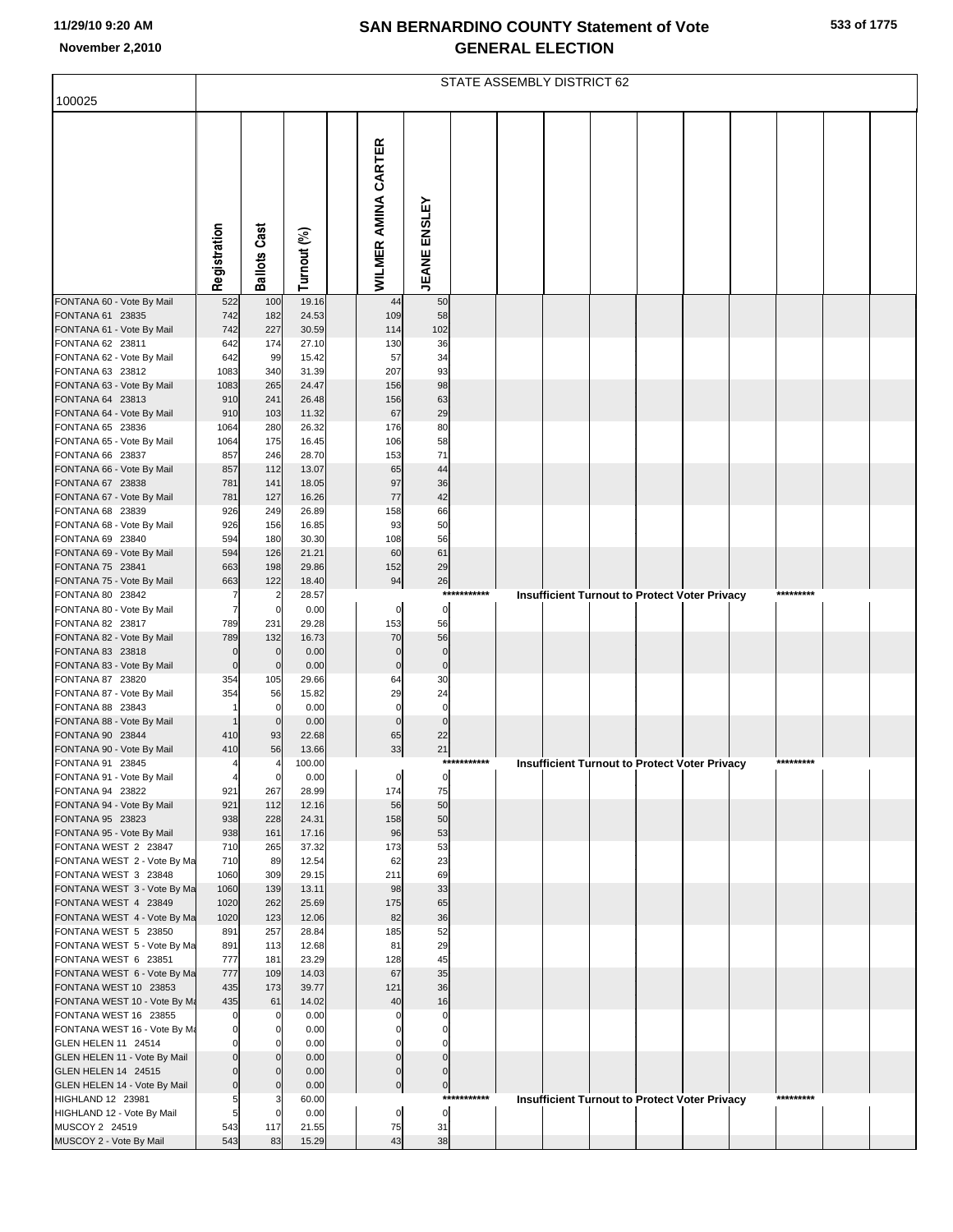# SAN BERNARDINO COUNTY Statement of Vote
## GENERAL ELECTION

11/29/10 9:20 AM
November 2,2010

STATE ASSEMBLY DISTRICT 62

100025

| | Registration | Ballots Cast | Turnout (%) | WILMER AMINA CARTER | JEANE ENSLEY |
|---|---|---|---|---|---|
| FONTANA 60 - Vote By Mail | 522 | 100 | 19.16 | 44 | 50 |
| FONTANA 61 23835 | 742 | 182 | 24.53 | 109 | 58 |
| FONTANA 61 - Vote By Mail | 742 | 227 | 30.59 | 114 | 102 |
| FONTANA 62 23811 | 642 | 174 | 27.10 | 130 | 36 |
| FONTANA 62 - Vote By Mail | 642 | 99 | 15.42 | 57 | 34 |
| FONTANA 63 23812 | 1083 | 340 | 31.39 | 207 | 93 |
| FONTANA 63 - Vote By Mail | 1083 | 265 | 24.47 | 156 | 98 |
| FONTANA 64 23813 | 910 | 241 | 26.48 | 156 | 63 |
| FONTANA 64 - Vote By Mail | 910 | 103 | 11.32 | 67 | 29 |
| FONTANA 65 23836 | 1064 | 280 | 26.32 | 176 | 80 |
| FONTANA 65 - Vote By Mail | 1064 | 175 | 16.45 | 106 | 58 |
| FONTANA 66 23837 | 857 | 246 | 28.70 | 153 | 71 |
| FONTANA 66 - Vote By Mail | 857 | 112 | 13.07 | 65 | 44 |
| FONTANA 67 23838 | 781 | 141 | 18.05 | 97 | 36 |
| FONTANA 67 - Vote By Mail | 781 | 127 | 16.26 | 77 | 42 |
| FONTANA 68 23839 | 926 | 249 | 26.89 | 158 | 66 |
| FONTANA 68 - Vote By Mail | 926 | 156 | 16.85 | 93 | 50 |
| FONTANA 69 23840 | 594 | 180 | 30.30 | 108 | 56 |
| FONTANA 69 - Vote By Mail | 594 | 126 | 21.21 | 60 | 61 |
| FONTANA 75 23841 | 663 | 198 | 29.86 | 152 | 29 |
| FONTANA 75 - Vote By Mail | 663 | 122 | 18.40 | 94 | 26 |
| FONTANA 80 23842 | 7 | 2 | 28.57 | *********** Insufficient Turnout to Protect Voter Privacy ********* | |
| FONTANA 80 - Vote By Mail | 7 | 0 | 0.00 | 0 | 0 |
| FONTANA 82 23817 | 789 | 231 | 29.28 | 153 | 56 |
| FONTANA 82 - Vote By Mail | 789 | 132 | 16.73 | 70 | 56 |
| FONTANA 83 23818 | 0 | 0 | 0.00 | 0 | 0 |
| FONTANA 83 - Vote By Mail | 0 | 0 | 0.00 | 0 | 0 |
| FONTANA 87 23820 | 354 | 105 | 29.66 | 64 | 30 |
| FONTANA 87 - Vote By Mail | 354 | 56 | 15.82 | 29 | 24 |
| FONTANA 88 23843 | 1 | 0 | 0.00 | 0 | 0 |
| FONTANA 88 - Vote By Mail | 1 | 0 | 0.00 | 0 | 0 |
| FONTANA 90 23844 | 410 | 93 | 22.68 | 65 | 22 |
| FONTANA 90 - Vote By Mail | 410 | 56 | 13.66 | 33 | 21 |
| FONTANA 91 23845 | 4 | 4 | 100.00 | *********** Insufficient Turnout to Protect Voter Privacy ********* | |
| FONTANA 91 - Vote By Mail | 4 | 0 | 0.00 | 0 | 0 |
| FONTANA 94 23822 | 921 | 267 | 28.99 | 174 | 75 |
| FONTANA 94 - Vote By Mail | 921 | 112 | 12.16 | 56 | 50 |
| FONTANA 95 23823 | 938 | 228 | 24.31 | 158 | 50 |
| FONTANA 95 - Vote By Mail | 938 | 161 | 17.16 | 96 | 53 |
| FONTANA WEST 2 23847 | 710 | 265 | 37.32 | 173 | 53 |
| FONTANA WEST 2 - Vote By Ma | 710 | 89 | 12.54 | 62 | 23 |
| FONTANA WEST 3 23848 | 1060 | 309 | 29.15 | 211 | 69 |
| FONTANA WEST 3 - Vote By Ma | 1060 | 139 | 13.11 | 98 | 33 |
| FONTANA WEST 4 23849 | 1020 | 262 | 25.69 | 175 | 65 |
| FONTANA WEST 4 - Vote By Ma | 1020 | 123 | 12.06 | 82 | 36 |
| FONTANA WEST 5 23850 | 891 | 257 | 28.84 | 185 | 52 |
| FONTANA WEST 5 - Vote By Ma | 891 | 113 | 12.68 | 81 | 29 |
| FONTANA WEST 6 23851 | 777 | 181 | 23.29 | 128 | 45 |
| FONTANA WEST 6 - Vote By Ma | 777 | 109 | 14.03 | 67 | 35 |
| FONTANA WEST 10 23853 | 435 | 173 | 39.77 | 121 | 36 |
| FONTANA WEST 10 - Vote By Ma | 435 | 61 | 14.02 | 40 | 16 |
| FONTANA WEST 16 23855 | 0 | 0 | 0.00 | 0 | 0 |
| FONTANA WEST 16 - Vote By Ma | 0 | 0 | 0.00 | 0 | 0 |
| GLEN HELEN 11 24514 | 0 | 0 | 0.00 | 0 | 0 |
| GLEN HELEN 11 - Vote By Mail | 0 | 0 | 0.00 | 0 | 0 |
| GLEN HELEN 14 24515 | 0 | 0 | 0.00 | 0 | 0 |
| GLEN HELEN 14 - Vote By Mail | 0 | 0 | 0.00 | 0 | 0 |
| HIGHLAND 12 23981 | 5 | 3 | 60.00 | *********** Insufficient Turnout to Protect Voter Privacy ********* | |
| HIGHLAND 12 - Vote By Mail | 5 | 0 | 0.00 | 0 | 0 |
| MUSCOY 2 24519 | 543 | 117 | 21.55 | 75 | 31 |
| MUSCOY 2 - Vote By Mail | 543 | 83 | 15.29 | 43 | 38 |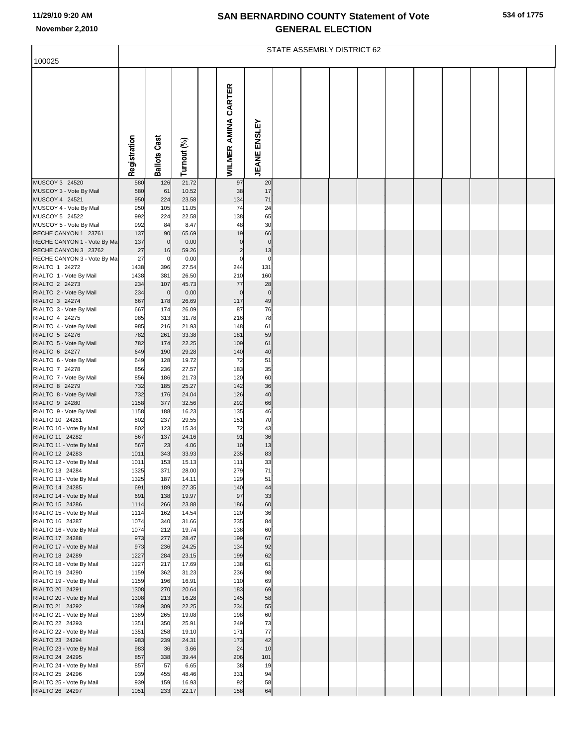# SAN BERNARDINO COUNTY Statement of Vote
## GENERAL ELECTION

11/29/10 9:20 AM
November 2,2010

100025

STATE ASSEMBLY DISTRICT 62

| | Registration | Ballots Cast | Turnout (%) | WILMER AMINA CARTER | JEANE ENSLEY |
|---|---|---|---|---|---|
| MUSCOY 3 24520 | 580 | 126 | 21.72 | 97 | 20 |
| MUSCOY 3 - Vote By Mail | 580 | 61 | 10.52 | 38 | 17 |
| MUSCOY 4 24521 | 950 | 224 | 23.58 | 134 | 71 |
| MUSCOY 4 - Vote By Mail | 950 | 105 | 11.05 | 74 | 24 |
| MUSCOY 5 24522 | 992 | 224 | 22.58 | 138 | 65 |
| MUSCOY 5 - Vote By Mail | 992 | 84 | 8.47 | 48 | 30 |
| RECHE CANYON 1 23761 | 137 | 90 | 65.69 | 19 | 66 |
| RECHE CANYON 1 - Vote By Ma | 137 | 0 | 0.00 | 0 | 0 |
| RECHE CANYON 3 23762 | 27 | 16 | 59.26 | 2 | 13 |
| RECHE CANYON 3 - Vote By Ma | 27 | 0 | 0.00 | 0 | 0 |
| RIALTO 1 24272 | 1438 | 396 | 27.54 | 244 | 131 |
| RIALTO 1 - Vote By Mail | 1438 | 381 | 26.50 | 210 | 160 |
| RIALTO 2 24273 | 234 | 107 | 45.73 | 77 | 28 |
| RIALTO 2 - Vote By Mail | 234 | 0 | 0.00 | 0 | 0 |
| RIALTO 3 24274 | 667 | 178 | 26.69 | 117 | 49 |
| RIALTO 3 - Vote By Mail | 667 | 174 | 26.09 | 87 | 76 |
| RIALTO 4 24275 | 985 | 313 | 31.78 | 216 | 78 |
| RIALTO 4 - Vote By Mail | 985 | 216 | 21.93 | 148 | 61 |
| RIALTO 5 24276 | 782 | 261 | 33.38 | 181 | 59 |
| RIALTO 5 - Vote By Mail | 782 | 174 | 22.25 | 109 | 61 |
| RIALTO 6 24277 | 649 | 190 | 29.28 | 140 | 40 |
| RIALTO 6 - Vote By Mail | 649 | 128 | 19.72 | 72 | 51 |
| RIALTO 7 24278 | 856 | 236 | 27.57 | 183 | 35 |
| RIALTO 7 - Vote By Mail | 856 | 186 | 21.73 | 120 | 60 |
| RIALTO 8 24279 | 732 | 185 | 25.27 | 142 | 36 |
| RIALTO 8 - Vote By Mail | 732 | 176 | 24.04 | 126 | 40 |
| RIALTO 9 24280 | 1158 | 377 | 32.56 | 292 | 66 |
| RIALTO 9 - Vote By Mail | 1158 | 188 | 16.23 | 135 | 46 |
| RIALTO 10 24281 | 802 | 237 | 29.55 | 151 | 70 |
| RIALTO 10 - Vote By Mail | 802 | 123 | 15.34 | 72 | 43 |
| RIALTO 11 24282 | 567 | 137 | 24.16 | 91 | 36 |
| RIALTO 11 - Vote By Mail | 567 | 23 | 4.06 | 10 | 13 |
| RIALTO 12 24283 | 1011 | 343 | 33.93 | 235 | 83 |
| RIALTO 12 - Vote By Mail | 1011 | 153 | 15.13 | 111 | 33 |
| RIALTO 13 24284 | 1325 | 371 | 28.00 | 279 | 71 |
| RIALTO 13 - Vote By Mail | 1325 | 187 | 14.11 | 129 | 51 |
| RIALTO 14 24285 | 691 | 189 | 27.35 | 140 | 44 |
| RIALTO 14 - Vote By Mail | 691 | 138 | 19.97 | 97 | 33 |
| RIALTO 15 24286 | 1114 | 266 | 23.88 | 186 | 60 |
| RIALTO 15 - Vote By Mail | 1114 | 162 | 14.54 | 120 | 36 |
| RIALTO 16 24287 | 1074 | 340 | 31.66 | 235 | 84 |
| RIALTO 16 - Vote By Mail | 1074 | 212 | 19.74 | 138 | 60 |
| RIALTO 17 24288 | 973 | 277 | 28.47 | 199 | 67 |
| RIALTO 17 - Vote By Mail | 973 | 236 | 24.25 | 134 | 92 |
| RIALTO 18 24289 | 1227 | 284 | 23.15 | 199 | 62 |
| RIALTO 18 - Vote By Mail | 1227 | 217 | 17.69 | 138 | 61 |
| RIALTO 19 24290 | 1159 | 362 | 31.23 | 236 | 98 |
| RIALTO 19 - Vote By Mail | 1159 | 196 | 16.91 | 110 | 69 |
| RIALTO 20 24291 | 1308 | 270 | 20.64 | 183 | 69 |
| RIALTO 20 - Vote By Mail | 1308 | 213 | 16.28 | 145 | 58 |
| RIALTO 21 24292 | 1389 | 309 | 22.25 | 234 | 55 |
| RIALTO 21 - Vote By Mail | 1389 | 265 | 19.08 | 198 | 60 |
| RIALTO 22 24293 | 1351 | 350 | 25.91 | 249 | 73 |
| RIALTO 22 - Vote By Mail | 1351 | 258 | 19.10 | 171 | 77 |
| RIALTO 23 24294 | 983 | 239 | 24.31 | 173 | 42 |
| RIALTO 23 - Vote By Mail | 983 | 36 | 3.66 | 24 | 10 |
| RIALTO 24 24295 | 857 | 338 | 39.44 | 206 | 101 |
| RIALTO 24 - Vote By Mail | 857 | 57 | 6.65 | 38 | 19 |
| RIALTO 25 24296 | 939 | 455 | 48.46 | 331 | 94 |
| RIALTO 25 - Vote By Mail | 939 | 159 | 16.93 | 92 | 58 |
| RIALTO 26 24297 | 1051 | 233 | 22.17 | 158 | 64 |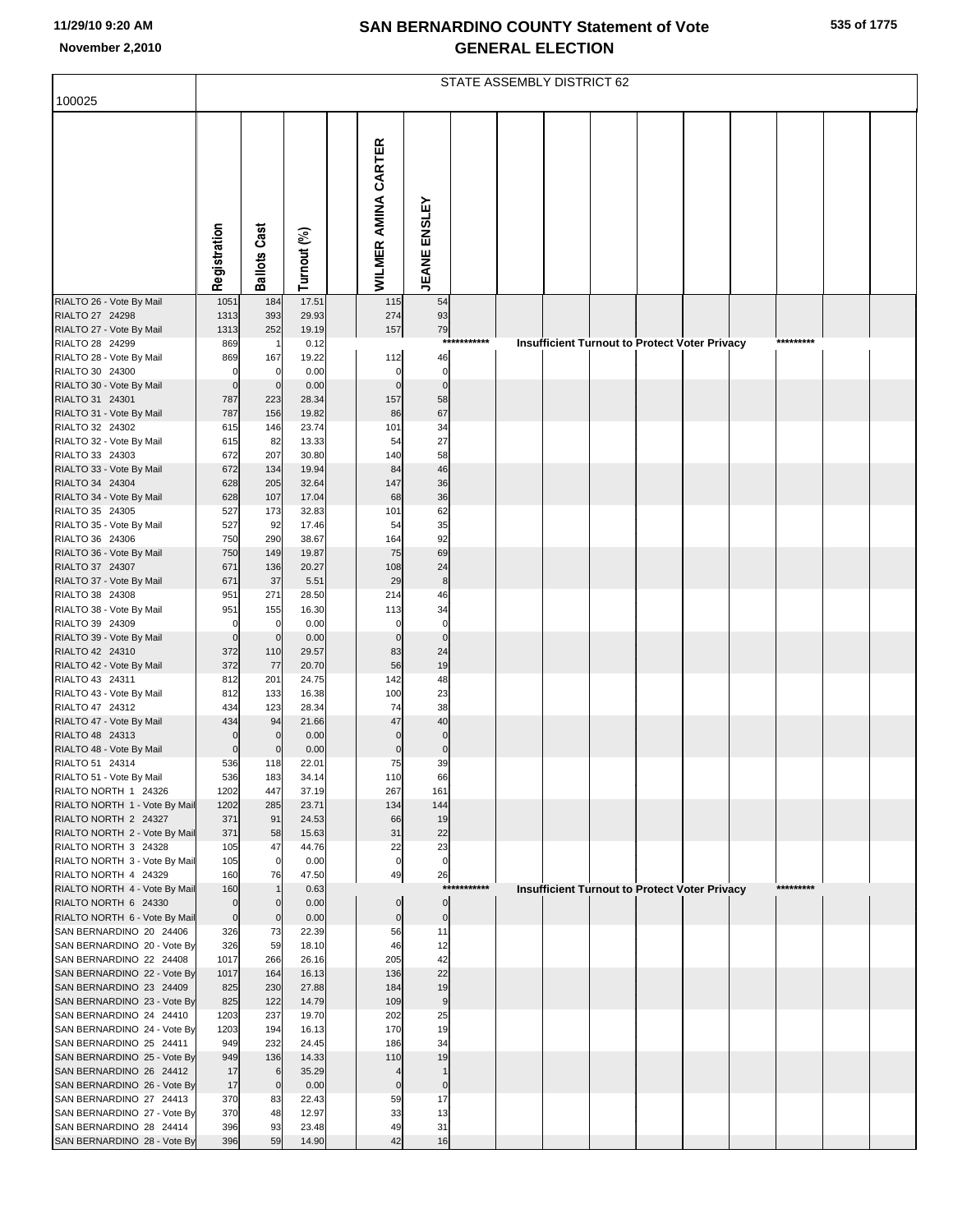# SAN BERNARDINO COUNTY Statement of Vote
## GENERAL ELECTION

100025

STATE ASSEMBLY DISTRICT 62

| | Registration | Ballots Cast | Turnout (%) | | WILMER AMINA CARTER | JEANE ENSLEY | | | | | | | | | | |
|---|---|---|---|---|---|---|---|---|---|---|---|---|---|---|---|---|
| RIALTO 26 - Vote By Mail | 1051 | 184 | 17.51 | | 115 | 54 | | | | | | | | | | |
| RIALTO 27 24298 | 1313 | 393 | 29.93 | | 274 | 93 | | | | | | | | | | |
| RIALTO 27 - Vote By Mail | 1313 | 252 | 19.19 | | 157 | 79 | | | | | | | | | | |
| RIALTO 28 24299 | 869 | 1 | 0.12 | | | *********** | Insufficient Turnout to Protect Voter Privacy | | | | | | | ********* | | |
| RIALTO 28 - Vote By Mail | 869 | 167 | 19.22 | | 112 | 46 | | | | | | | | | | |
| RIALTO 30 24300 | 0 | 0 | 0.00 | | 0 | 0 | | | | | | | | | | |
| RIALTO 30 - Vote By Mail | 0 | 0 | 0.00 | | 0 | 0 | | | | | | | | | | |
| RIALTO 31 24301 | 787 | 223 | 28.34 | | 157 | 58 | | | | | | | | | | |
| RIALTO 31 - Vote By Mail | 787 | 156 | 19.82 | | 86 | 67 | | | | | | | | | | |
| RIALTO 32 24302 | 615 | 146 | 23.74 | | 101 | 34 | | | | | | | | | | |
| RIALTO 32 - Vote By Mail | 615 | 82 | 13.33 | | 54 | 27 | | | | | | | | | | |
| RIALTO 33 24303 | 672 | 207 | 30.80 | | 140 | 58 | | | | | | | | | | |
| RIALTO 33 - Vote By Mail | 672 | 134 | 19.94 | | 84 | 46 | | | | | | | | | | |
| RIALTO 34 24304 | 628 | 205 | 32.64 | | 147 | 36 | | | | | | | | | | |
| RIALTO 34 - Vote By Mail | 628 | 107 | 17.04 | | 68 | 36 | | | | | | | | | | |
| RIALTO 35 24305 | 527 | 173 | 32.83 | | 101 | 62 | | | | | | | | | | |
| RIALTO 35 - Vote By Mail | 527 | 92 | 17.46 | | 54 | 35 | | | | | | | | | | |
| RIALTO 36 24306 | 750 | 290 | 38.67 | | 164 | 92 | | | | | | | | | | |
| RIALTO 36 - Vote By Mail | 750 | 149 | 19.87 | | 75 | 69 | | | | | | | | | | |
| RIALTO 37 24307 | 671 | 136 | 20.27 | | 108 | 24 | | | | | | | | | | |
| RIALTO 37 - Vote By Mail | 671 | 37 | 5.51 | | 29 | 8 | | | | | | | | | | |
| RIALTO 38 24308 | 951 | 271 | 28.50 | | 214 | 46 | | | | | | | | | | |
| RIALTO 38 - Vote By Mail | 951 | 155 | 16.30 | | 113 | 34 | | | | | | | | | | |
| RIALTO 39 24309 | 0 | 0 | 0.00 | | 0 | 0 | | | | | | | | | | |
| RIALTO 39 - Vote By Mail | 0 | 0 | 0.00 | | 0 | 0 | | | | | | | | | | |
| RIALTO 42 24310 | 372 | 110 | 29.57 | | 83 | 24 | | | | | | | | | | |
| RIALTO 42 - Vote By Mail | 372 | 77 | 20.70 | | 56 | 19 | | | | | | | | | | |
| RIALTO 43 24311 | 812 | 201 | 24.75 | | 142 | 48 | | | | | | | | | | |
| RIALTO 43 - Vote By Mail | 812 | 133 | 16.38 | | 100 | 23 | | | | | | | | | | |
| RIALTO 47 24312 | 434 | 123 | 28.34 | | 74 | 38 | | | | | | | | | | |
| RIALTO 47 - Vote By Mail | 434 | 94 | 21.66 | | 47 | 40 | | | | | | | | | | |
| RIALTO 48 24313 | 0 | 0 | 0.00 | | 0 | 0 | | | | | | | | | | |
| RIALTO 48 - Vote By Mail | 0 | 0 | 0.00 | | 0 | 0 | | | | | | | | | | |
| RIALTO 51 24314 | 536 | 118 | 22.01 | | 75 | 39 | | | | | | | | | | |
| RIALTO 51 - Vote By Mail | 536 | 183 | 34.14 | | 110 | 66 | | | | | | | | | | |
| RIALTO NORTH 1 24326 | 1202 | 447 | 37.19 | | 267 | 161 | | | | | | | | | | |
| RIALTO NORTH 1 - Vote By Mail | 1202 | 285 | 23.71 | | 134 | 144 | | | | | | | | | | |
| RIALTO NORTH 2 24327 | 371 | 91 | 24.53 | | 66 | 19 | | | | | | | | | | |
| RIALTO NORTH 2 - Vote By Mail | 371 | 58 | 15.63 | | 31 | 22 | | | | | | | | | | |
| RIALTO NORTH 3 24328 | 105 | 47 | 44.76 | | 22 | 23 | | | | | | | | | | |
| RIALTO NORTH 3 - Vote By Mail | 105 | 0 | 0.00 | | 0 | 0 | | | | | | | | | | |
| RIALTO NORTH 4 24329 | 160 | 76 | 47.50 | | 49 | 26 | | | | | | | | | | |
| RIALTO NORTH 4 - Vote By Mail | 160 | 1 | 0.63 | | | *********** | Insufficient Turnout to Protect Voter Privacy | | | | | | | ********* | | |
| RIALTO NORTH 6 24330 | 0 | 0 | 0.00 | | 0 | 0 | | | | | | | | | | |
| RIALTO NORTH 6 - Vote By Mail | 0 | 0 | 0.00 | | 0 | 0 | | | | | | | | | | |
| SAN BERNARDINO 20 24406 | 326 | 73 | 22.39 | | 56 | 11 | | | | | | | | | | |
| SAN BERNARDINO 20 - Vote By | 326 | 59 | 18.10 | | 46 | 12 | | | | | | | | | | |
| SAN BERNARDINO 22 24408 | 1017 | 266 | 26.16 | | 205 | 42 | | | | | | | | | | |
| SAN BERNARDINO 22 - Vote By | 1017 | 164 | 16.13 | | 136 | 22 | | | | | | | | | | |
| SAN BERNARDINO 23 24409 | 825 | 230 | 27.88 | | 184 | 19 | | | | | | | | | | |
| SAN BERNARDINO 23 - Vote By | 825 | 122 | 14.79 | | 109 | 9 | | | | | | | | | | |
| SAN BERNARDINO 24 24410 | 1203 | 237 | 19.70 | | 202 | 25 | | | | | | | | | | |
| SAN BERNARDINO 24 - Vote By | 1203 | 194 | 16.13 | | 170 | 19 | | | | | | | | | | |
| SAN BERNARDINO 25 24411 | 949 | 232 | 24.45 | | 186 | 34 | | | | | | | | | | |
| SAN BERNARDINO 25 - Vote By | 949 | 136 | 14.33 | | 110 | 19 | | | | | | | | | | |
| SAN BERNARDINO 26 24412 | 17 | 6 | 35.29 | | 4 | 1 | | | | | | | | | | |
| SAN BERNARDINO 26 - Vote By | 17 | 0 | 0.00 | | 0 | 0 | | | | | | | | | | |
| SAN BERNARDINO 27 24413 | 370 | 83 | 22.43 | | 59 | 17 | | | | | | | | | | |
| SAN BERNARDINO 27 - Vote By | 370 | 48 | 12.97 | | 33 | 13 | | | | | | | | | | |
| SAN BERNARDINO 28 24414 | 396 | 93 | 23.48 | | 49 | 31 | | | | | | | | | | |
| SAN BERNARDINO 28 - Vote By | 396 | 59 | 14.90 | | 42 | 16 | | | | | | | | | | |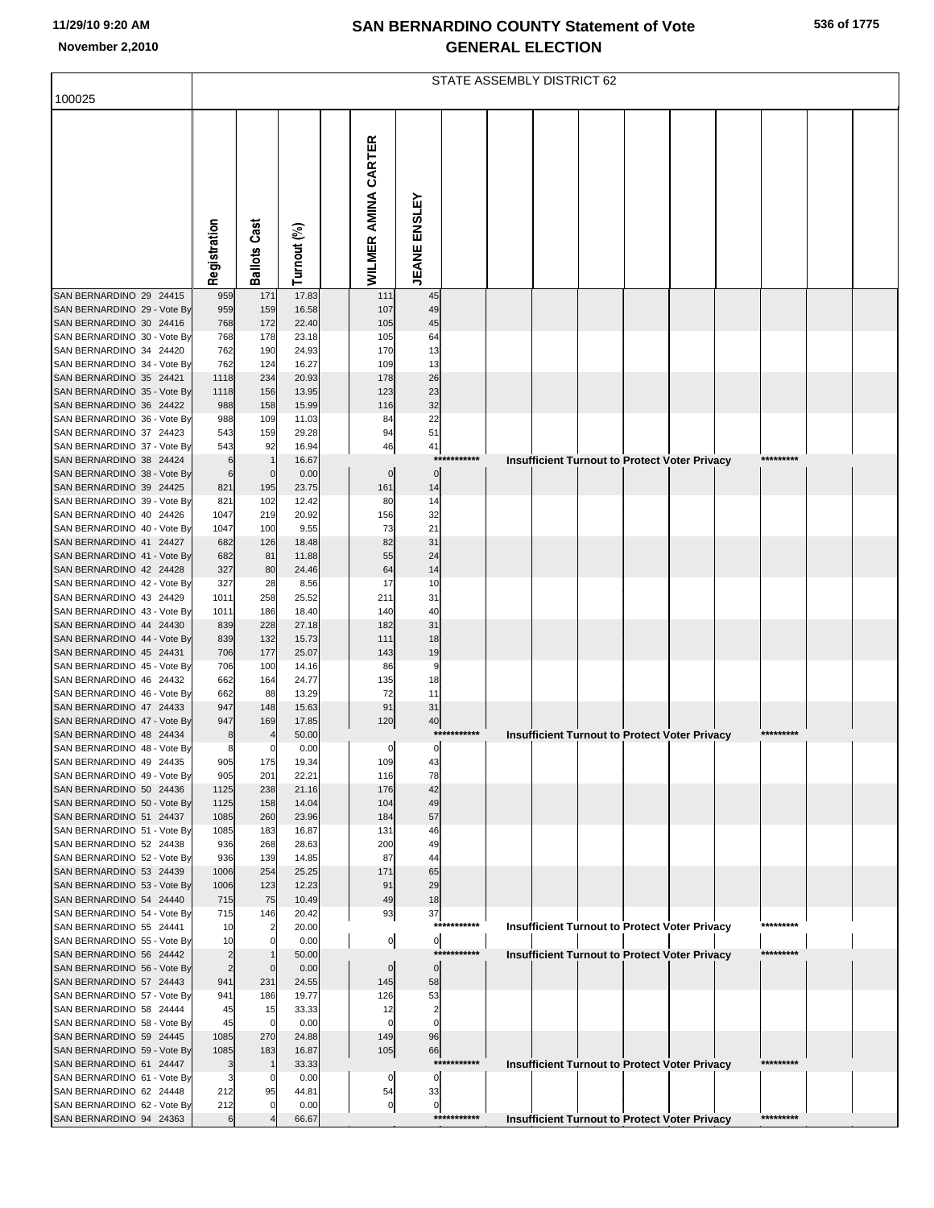# SAN BERNARDINO COUNTY Statement of Vote
## GENERAL ELECTION

11/29/10 9:20 AM
November 2,2010

100025

STATE ASSEMBLY DISTRICT 62

| | Registration | Ballots Cast | Turnout (%) | WILMER AMINA CARTER | JEANE ENSLEY | |
|---|---|---|---|---|---|---|
| SAN BERNARDINO 29 24415 | 959 | 171 | 17.83 | 111 | 45 | |
| SAN BERNARDINO 29 - Vote By | 959 | 159 | 16.58 | 107 | 49 | |
| SAN BERNARDINO 30 24416 | 768 | 172 | 22.40 | 105 | 45 | |
| SAN BERNARDINO 30 - Vote By | 768 | 178 | 23.18 | 105 | 64 | |
| SAN BERNARDINO 34 24420 | 762 | 190 | 24.93 | 170 | 13 | |
| SAN BERNARDINO 34 - Vote By | 762 | 124 | 16.27 | 109 | 13 | |
| SAN BERNARDINO 35 24421 | 1118 | 234 | 20.93 | 178 | 26 | |
| SAN BERNARDINO 35 - Vote By | 1118 | 156 | 13.95 | 123 | 23 | |
| SAN BERNARDINO 36 24422 | 988 | 158 | 15.99 | 116 | 32 | |
| SAN BERNARDINO 36 - Vote By | 988 | 109 | 11.03 | 84 | 22 | |
| SAN BERNARDINO 37 24423 | 543 | 159 | 29.28 | 94 | 51 | |
| SAN BERNARDINO 37 - Vote By | 543 | 92 | 16.94 | 46 | 41 | |
| SAN BERNARDINO 38 24424 | 6 | 1 | 16.67 | | *********** | Insufficient Turnout to Protect Voter Privacy ********* |
| SAN BERNARDINO 38 - Vote By | 6 | 0 | 0.00 | 0 | 0 | |
| SAN BERNARDINO 39 24425 | 821 | 195 | 23.75 | 161 | 14 | |
| SAN BERNARDINO 39 - Vote By | 821 | 102 | 12.42 | 80 | 14 | |
| SAN BERNARDINO 40 24426 | 1047 | 219 | 20.92 | 156 | 32 | |
| SAN BERNARDINO 40 - Vote By | 1047 | 100 | 9.55 | 73 | 21 | |
| SAN BERNARDINO 41 24427 | 682 | 126 | 18.48 | 82 | 31 | |
| SAN BERNARDINO 41 - Vote By | 682 | 81 | 11.88 | 55 | 24 | |
| SAN BERNARDINO 42 24428 | 327 | 80 | 24.46 | 64 | 14 | |
| SAN BERNARDINO 42 - Vote By | 327 | 28 | 8.56 | 17 | 10 | |
| SAN BERNARDINO 43 24429 | 1011 | 258 | 25.52 | 211 | 31 | |
| SAN BERNARDINO 43 - Vote By | 1011 | 186 | 18.40 | 140 | 40 | |
| SAN BERNARDINO 44 24430 | 839 | 228 | 27.18 | 182 | 31 | |
| SAN BERNARDINO 44 - Vote By | 839 | 132 | 15.73 | 111 | 18 | |
| SAN BERNARDINO 45 24431 | 706 | 177 | 25.07 | 143 | 19 | |
| SAN BERNARDINO 45 - Vote By | 706 | 100 | 14.16 | 86 | 9 | |
| SAN BERNARDINO 46 24432 | 662 | 164 | 24.77 | 135 | 18 | |
| SAN BERNARDINO 46 - Vote By | 662 | 88 | 13.29 | 72 | 11 | |
| SAN BERNARDINO 47 24433 | 947 | 148 | 15.63 | 91 | 31 | |
| SAN BERNARDINO 47 - Vote By | 947 | 169 | 17.85 | 120 | 40 | |
| SAN BERNARDINO 48 24434 | 8 | 4 | 50.00 | | *********** | Insufficient Turnout to Protect Voter Privacy ********* |
| SAN BERNARDINO 48 - Vote By | 8 | 0 | 0.00 | 0 | 0 | |
| SAN BERNARDINO 49 24435 | 905 | 175 | 19.34 | 109 | 43 | |
| SAN BERNARDINO 49 - Vote By | 905 | 201 | 22.21 | 116 | 78 | |
| SAN BERNARDINO 50 24436 | 1125 | 238 | 21.16 | 176 | 42 | |
| SAN BERNARDINO 50 - Vote By | 1125 | 158 | 14.04 | 104 | 49 | |
| SAN BERNARDINO 51 24437 | 1085 | 260 | 23.96 | 184 | 57 | |
| SAN BERNARDINO 51 - Vote By | 1085 | 183 | 16.87 | 131 | 46 | |
| SAN BERNARDINO 52 24438 | 936 | 268 | 28.63 | 200 | 49 | |
| SAN BERNARDINO 52 - Vote By | 936 | 139 | 14.85 | 87 | 44 | |
| SAN BERNARDINO 53 24439 | 1006 | 254 | 25.25 | 171 | 65 | |
| SAN BERNARDINO 53 - Vote By | 1006 | 123 | 12.23 | 91 | 29 | |
| SAN BERNARDINO 54 24440 | 715 | 75 | 10.49 | 49 | 18 | |
| SAN BERNARDINO 54 - Vote By | 715 | 146 | 20.42 | 93 | 37 | |
| SAN BERNARDINO 55 24441 | 10 | 2 | 20.00 | | *********** | Insufficient Turnout to Protect Voter Privacy ********* |
| SAN BERNARDINO 55 - Vote By | 10 | 0 | 0.00 | 0 | 0 | |
| SAN BERNARDINO 56 24442 | 2 | 1 | 50.00 | | *********** | Insufficient Turnout to Protect Voter Privacy ********* |
| SAN BERNARDINO 56 - Vote By | 2 | 0 | 0.00 | 0 | 0 | |
| SAN BERNARDINO 57 24443 | 941 | 231 | 24.55 | 145 | 58 | |
| SAN BERNARDINO 57 - Vote By | 941 | 186 | 19.77 | 126 | 53 | |
| SAN BERNARDINO 58 24444 | 45 | 15 | 33.33 | 12 | 2 | |
| SAN BERNARDINO 58 - Vote By | 45 | 0 | 0.00 | 0 | 0 | |
| SAN BERNARDINO 59 24445 | 1085 | 270 | 24.88 | 149 | 96 | |
| SAN BERNARDINO 59 - Vote By | 1085 | 183 | 16.87 | 105 | 66 | |
| SAN BERNARDINO 61 24447 | 3 | 1 | 33.33 | | *********** | Insufficient Turnout to Protect Voter Privacy ********* |
| SAN BERNARDINO 61 - Vote By | 3 | 0 | 0.00 | 0 | 0 | |
| SAN BERNARDINO 62 24448 | 212 | 95 | 44.81 | 54 | 33 | |
| SAN BERNARDINO 62 - Vote By | 212 | 0 | 0.00 | 0 | 0 | |
| SAN BERNARDINO 94 24363 | 6 | 4 | 66.67 | | *********** | Insufficient Turnout to Protect Voter Privacy ********* |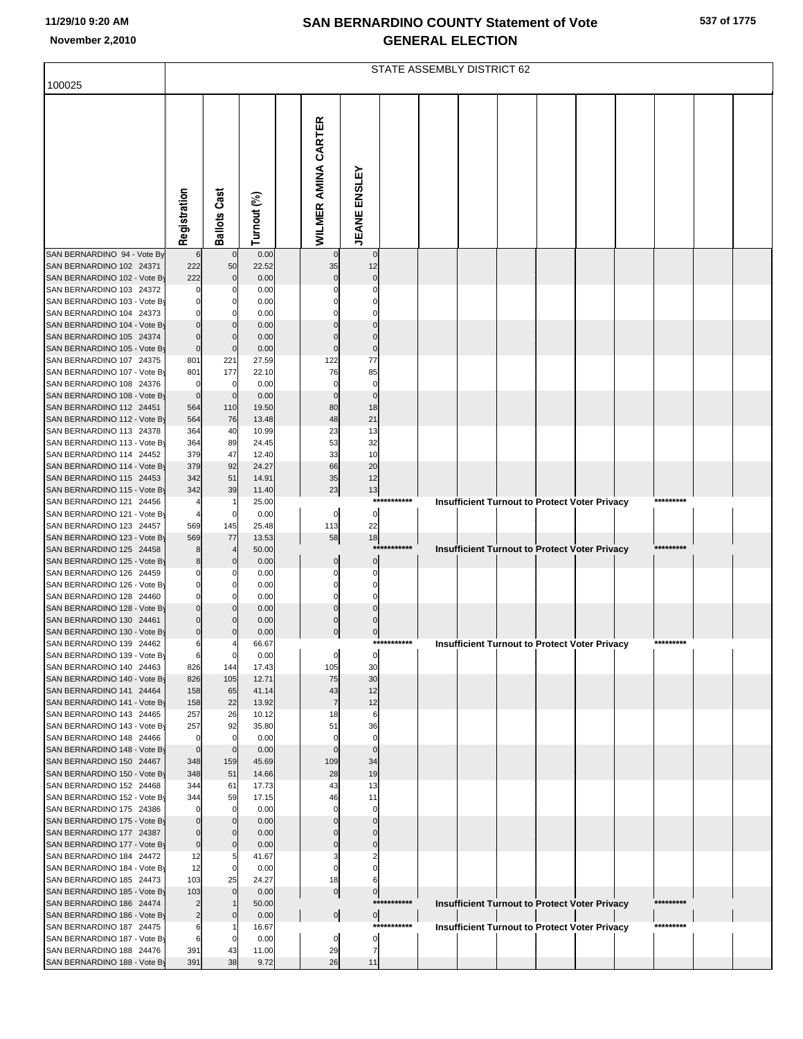# SAN BERNARDINO COUNTY Statement of Vote
# GENERAL ELECTION

November 2,2010

100025

STATE ASSEMBLY DISTRICT 62

| | Registration | Ballots Cast | Turnout (%) | | WILMER AMINA CARTER | JEANE ENSLEY | | | | | | | | | |
|---|---|---|---|---|---|---|---|---|---|---|---|---|---|---|---|
| SAN BERNARDINO 94 - Vote By | 6 | 0 | 0.00 | | 0 | 0 | | | | | | | | | |
| SAN BERNARDINO 102 24371 | 222 | 50 | 22.52 | | 35 | 12 | | | | | | | | | |
| SAN BERNARDINO 102 - Vote By | 222 | 0 | 0.00 | | 0 | 0 | | | | | | | | | |
| SAN BERNARDINO 103 24372 | 0 | 0 | 0.00 | | 0 | 0 | | | | | | | | | |
| SAN BERNARDINO 103 - Vote By | 0 | 0 | 0.00 | | 0 | 0 | | | | | | | | | |
| SAN BERNARDINO 104 24373 | 0 | 0 | 0.00 | | 0 | 0 | | | | | | | | | |
| SAN BERNARDINO 104 - Vote By | 0 | 0 | 0.00 | | 0 | 0 | | | | | | | | | |
| SAN BERNARDINO 105 24374 | 0 | 0 | 0.00 | | 0 | 0 | | | | | | | | | |
| SAN BERNARDINO 105 - Vote By | 0 | 0 | 0.00 | | 0 | 0 | | | | | | | | | |
| SAN BERNARDINO 107 24375 | 801 | 221 | 27.59 | | 122 | 77 | | | | | | | | | |
| SAN BERNARDINO 107 - Vote By | 801 | 177 | 22.10 | | 76 | 85 | | | | | | | | | |
| SAN BERNARDINO 108 24376 | 0 | 0 | 0.00 | | 0 | 0 | | | | | | | | | |
| SAN BERNARDINO 108 - Vote By | 0 | 0 | 0.00 | | 0 | 0 | | | | | | | | | |
| SAN BERNARDINO 112 24451 | 564 | 110 | 19.50 | | 80 | 18 | | | | | | | | | |
| SAN BERNARDINO 112 - Vote By | 564 | 76 | 13.48 | | 48 | 21 | | | | | | | | | |
| SAN BERNARDINO 113 24378 | 364 | 40 | 10.99 | | 23 | 13 | | | | | | | | | |
| SAN BERNARDINO 113 - Vote By | 364 | 89 | 24.45 | | 53 | 32 | | | | | | | | | |
| SAN BERNARDINO 114 24452 | 379 | 47 | 12.40 | | 33 | 10 | | | | | | | | | |
| SAN BERNARDINO 114 - Vote By | 379 | 92 | 24.27 | | 66 | 20 | | | | | | | | | |
| SAN BERNARDINO 115 24453 | 342 | 51 | 14.91 | | 35 | 12 | | | | | | | | | |
| SAN BERNARDINO 115 - Vote By | 342 | 39 | 11.40 | | 23 | 13 | | | | | | | | | |
| SAN BERNARDINO 121 24456 | 4 | 1 | 25.00 | | | *********** | Insufficient Turnout to Protect Voter Privacy | | | | | | | ********* | |
| SAN BERNARDINO 121 - Vote By | 4 | 0 | 0.00 | | 0 | 0 | | | | | | | | | |
| SAN BERNARDINO 123 24457 | 569 | 145 | 25.48 | | 113 | 22 | | | | | | | | | |
| SAN BERNARDINO 123 - Vote By | 569 | 77 | 13.53 | | 58 | 18 | | | | | | | | | |
| SAN BERNARDINO 125 24458 | 8 | 4 | 50.00 | | | *********** | Insufficient Turnout to Protect Voter Privacy | | | | | | | ********* | |
| SAN BERNARDINO 125 - Vote By | 8 | 0 | 0.00 | | 0 | 0 | | | | | | | | | |
| SAN BERNARDINO 126 24459 | 0 | 0 | 0.00 | | 0 | 0 | | | | | | | | | |
| SAN BERNARDINO 126 - Vote By | 0 | 0 | 0.00 | | 0 | 0 | | | | | | | | | |
| SAN BERNARDINO 128 24460 | 0 | 0 | 0.00 | | 0 | 0 | | | | | | | | | |
| SAN BERNARDINO 128 - Vote By | 0 | 0 | 0.00 | | 0 | 0 | | | | | | | | | |
| SAN BERNARDINO 130 24461 | 0 | 0 | 0.00 | | 0 | 0 | | | | | | | | | |
| SAN BERNARDINO 130 - Vote By | 0 | 0 | 0.00 | | 0 | 0 | | | | | | | | | |
| SAN BERNARDINO 139 24462 | 6 | 4 | 66.67 | | | *********** | Insufficient Turnout to Protect Voter Privacy | | | | | | | ********* | |
| SAN BERNARDINO 139 - Vote By | 6 | 0 | 0.00 | | 0 | 0 | | | | | | | | | |
| SAN BERNARDINO 140 24463 | 826 | 144 | 17.43 | | 105 | 30 | | | | | | | | | |
| SAN BERNARDINO 140 - Vote By | 826 | 105 | 12.71 | | 75 | 30 | | | | | | | | | |
| SAN BERNARDINO 141 24464 | 158 | 65 | 41.14 | | 43 | 12 | | | | | | | | | |
| SAN BERNARDINO 141 - Vote By | 158 | 22 | 13.92 | | 7 | 12 | | | | | | | | | |
| SAN BERNARDINO 143 24465 | 257 | 26 | 10.12 | | 18 | 6 | | | | | | | | | |
| SAN BERNARDINO 143 - Vote By | 257 | 92 | 35.80 | | 51 | 36 | | | | | | | | | |
| SAN BERNARDINO 148 24466 | 0 | 0 | 0.00 | | 0 | 0 | | | | | | | | | |
| SAN BERNARDINO 148 - Vote By | 0 | 0 | 0.00 | | 0 | 0 | | | | | | | | | |
| SAN BERNARDINO 150 24467 | 348 | 159 | 45.69 | | 109 | 34 | | | | | | | | | |
| SAN BERNARDINO 150 - Vote By | 348 | 51 | 14.66 | | 28 | 19 | | | | | | | | | |
| SAN BERNARDINO 152 24468 | 344 | 61 | 17.73 | | 43 | 13 | | | | | | | | | |
| SAN BERNARDINO 152 - Vote By | 344 | 59 | 17.15 | | 46 | 11 | | | | | | | | | |
| SAN BERNARDINO 175 24386 | 0 | 0 | 0.00 | | 0 | 0 | | | | | | | | | |
| SAN BERNARDINO 175 - Vote By | 0 | 0 | 0.00 | | 0 | 0 | | | | | | | | | |
| SAN BERNARDINO 177 24387 | 0 | 0 | 0.00 | | 0 | 0 | | | | | | | | | |
| SAN BERNARDINO 177 - Vote By | 0 | 0 | 0.00 | | 0 | 0 | | | | | | | | | |
| SAN BERNARDINO 184 24472 | 12 | 5 | 41.67 | | 3 | 2 | | | | | | | | | |
| SAN BERNARDINO 184 - Vote By | 12 | 0 | 0.00 | | 0 | 0 | | | | | | | | | |
| SAN BERNARDINO 185 24473 | 103 | 25 | 24.27 | | 18 | 6 | | | | | | | | | |
| SAN BERNARDINO 185 - Vote By | 103 | 0 | 0.00 | | 0 | 0 | | | | | | | | | |
| SAN BERNARDINO 186 24474 | 2 | 1 | 50.00 | | | *********** | Insufficient Turnout to Protect Voter Privacy | | | | | | | ********* | |
| SAN BERNARDINO 186 - Vote By | 2 | 0 | 0.00 | | 0 | 0 | | | | | | | | | |
| SAN BERNARDINO 187 24475 | 6 | 1 | 16.67 | | | *********** | Insufficient Turnout to Protect Voter Privacy | | | | | | | ********* | |
| SAN BERNARDINO 187 - Vote By | 6 | 0 | 0.00 | | 0 | 0 | | | | | | | | | |
| SAN BERNARDINO 188 24476 | 391 | 43 | 11.00 | | 29 | 7 | | | | | | | | | |
| SAN BERNARDINO 188 - Vote By | 391 | 38 | 9.72 | | 26 | 11 | | | | | | | | | |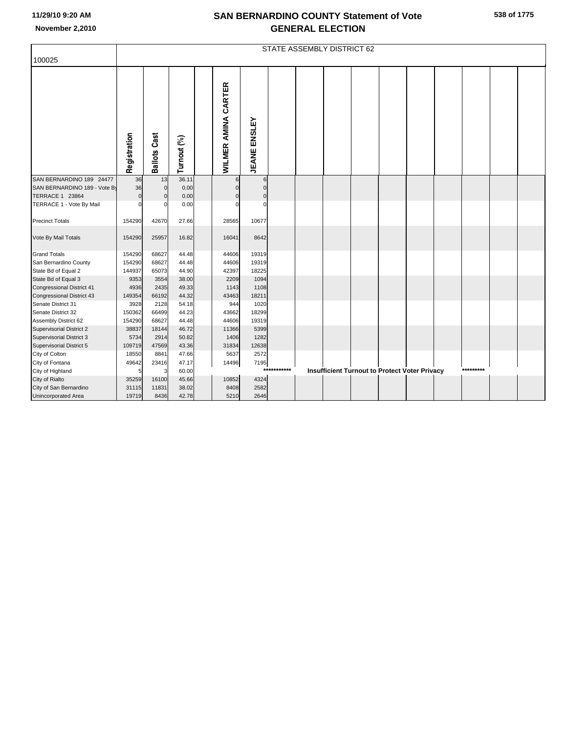# SAN BERNARDINO COUNTY Statement of Vote GENERAL ELECTION

November 2,2010

100025

| | Registration | Ballots Cast | Turnout (%) | | WILMER AMINA CARTER | JEANE ENSLEY |
|---|---|---|---|---|---|---|
| | STATE ASSEMBLY DISTRICT 62 | | | | | |
| SAN BERNARDINO 189 24477 | 36 | 13 | 36.11 | | 6 | 6 |
| SAN BERNARDINO 189 - Vote By | 36 | 0 | 0.00 | | 0 | 0 |
| TERRACE 1 23864 | 0 | 0 | 0.00 | | 0 | 0 |
| TERRACE 1 - Vote By Mail | 0 | 0 | 0.00 | | 0 | 0 |
| Precinct Totals | 154290 | 42670 | 27.66 | | 28565 | 10677 |
| Vote By Mail Totals | 154290 | 25957 | 16.82 | | 16041 | 8642 |
| Grand Totals | 154290 | 68627 | 44.48 | | 44606 | 19319 |
| San Bernardino County | 154290 | 68627 | 44.48 | | 44606 | 19319 |
| State Bd of Equal 2 | 144937 | 65073 | 44.90 | | 42397 | 18225 |
| State Bd of Equal 3 | 9353 | 3554 | 38.00 | | 2209 | 1094 |
| Congressional District 41 | 4936 | 2435 | 49.33 | | 1143 | 1108 |
| Congressional District 43 | 149354 | 66192 | 44.32 | | 43463 | 18211 |
| Senate District 31 | 3928 | 2128 | 54.18 | | 944 | 1020 |
| Senate District 32 | 150362 | 66499 | 44.23 | | 43662 | 18299 |
| Assembly District 62 | 154290 | 68627 | 44.48 | | 44606 | 19319 |
| Supervisorial District 2 | 38837 | 18144 | 46.72 | | 11366 | 5399 |
| Supervisorial District 3 | 5734 | 2914 | 50.82 | | 1406 | 1282 |
| Supervisorial District 5 | 109719 | 47569 | 43.36 | | 31834 | 12638 |
| City of Colton | 18550 | 8841 | 47.66 | | 5637 | 2572 |
| City of Fontana | 49642 | 23416 | 47.17 | | 14496 | 7195 |
| City of Highland | 5 | 3 | 60.00 | | *********** Insufficient Turnout to Protect Voter Privacy ********* | |
| City of Rialto | 35259 | 16100 | 45.66 | | 10852 | 4324 |
| City of San Bernardino | 31115 | 11831 | 38.02 | | 8408 | 2582 |
| Unincorporated Area | 19719 | 8436 | 42.78 | | 5210 | 2646 |